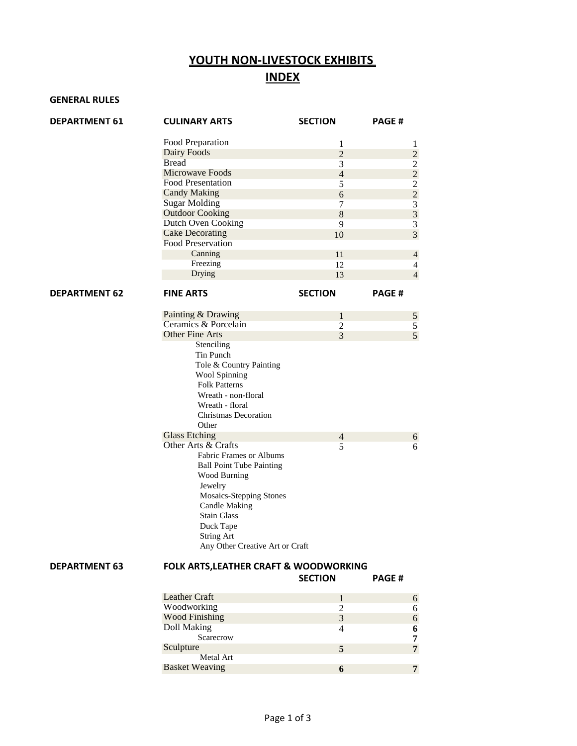# YOUTH NON-LIVESTOCK EXHIBITS

# INDEX

**GENERAL RULES**

## DEPARTMENT 61

| CULINARY ARTS | SECTION | PAGE # |
|---|---|---|
| Food Preparation | 1 | 1 |
| Dairy Foods | 2 | 2 |
| Bread | 3 | 2 |
| Microwave Foods | 4 | 2 |
| Food Presentation | 5 | 2 |
| Candy Making | 6 | 2 |
| Sugar Molding | 7 | 3 |
| Outdoor Cooking | 8 | 3 |
| Dutch Oven Cooking | 9 | 3 |
| Cake Decorating | 10 | 3 |
| Food Preservation | | |
| Canning | 11 | 4 |
| Freezing | 12 | 4 |
| Drying | 13 | 4 |

## DEPARTMENT 62

| FINE ARTS | SECTION | PAGE # |
|---|---|---|
| Painting & Drawing | 1 | 5 |
| Ceramics & Porcelain | 2 | 5 |
| Other Fine Arts | 3 | 5 |
| Stenciling | | |
| Tin Punch | | |
| Tole & Country Painting | | |
| Wool Spinning | | |
| Folk Patterns | | |
| Wreath - non-floral | | |
| Wreath - floral | | |
| Christmas Decoration | | |
| Other | | |
| Glass Etching | 4 | 6 |
| Other Arts & Crafts | 5 | 6 |
| Fabric Frames or Albums | | |
| Ball Point Tube Painting | | |
| Wood Burning | | |
| Jewelry | | |
| Mosaics-Stepping Stones | | |
| Candle Making | | |
| Stain Glass | | |
| Duck Tape | | |
| String Art | | |
| Any Other Creative Art or Craft | | |

## DEPARTMENT 63

| FOLK ARTS,LEATHER CRAFT & WOODWORKING | SECTION | PAGE # |
|---|---|---|
| Leather Craft | 1 | 6 |
| Woodworking | 2 | 6 |
| Wood Finishing | 3 | 6 |
| Doll Making | 4 | **6** |
| Scarecrow | | **7** |
| Sculpture | **5** | **7** |
| Metal Art | | |
| Basket Weaving | **6** | **7** |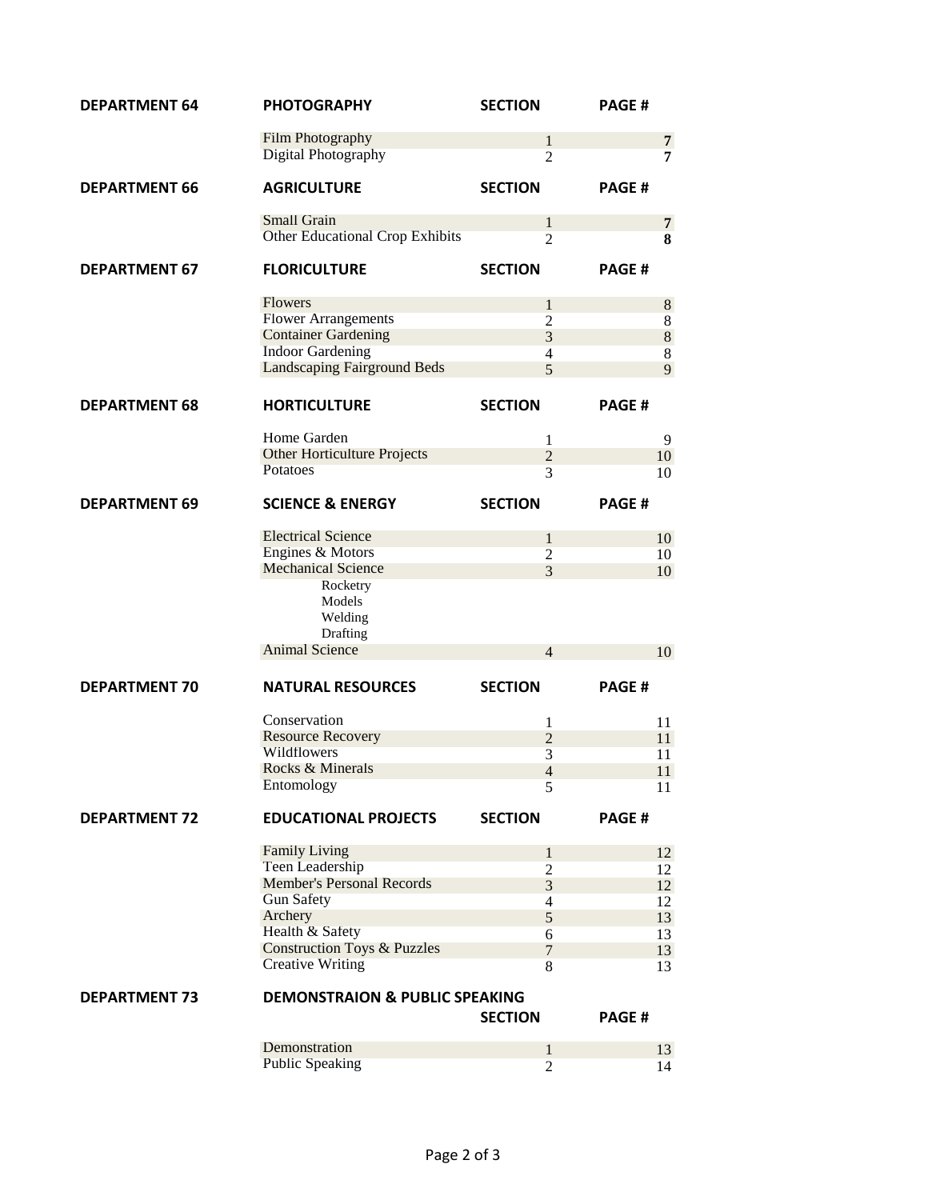| DEPARTMENT 64 | PHOTOGRAPHY | SECTION | PAGE # |
|---|---|---|---|
| | Film Photography | 1 | **7** |
| | Digital Photography | 2 | **7** |

| DEPARTMENT 66 | AGRICULTURE | SECTION | PAGE # |
|---|---|---|---|
| | Small Grain | 1 | **7** |
| | Other Educational Crop Exhibits | 2 | **8** |

| DEPARTMENT 67 | FLORICULTURE | SECTION | PAGE # |
|---|---|---|---|
| | Flowers | 1 | 8 |
| | Flower Arrangements | 2 | 8 |
| | Container Gardening | 3 | 8 |
| | Indoor Gardening | 4 | 8 |
| | Landscaping Fairground Beds | 5 | 9 |

| DEPARTMENT 68 | HORTICULTURE | SECTION | PAGE # |
|---|---|---|---|
| | Home Garden | 1 | 9 |
| | Other Horticulture Projects | 2 | 10 |
| | Potatoes | 3 | 10 |

| DEPARTMENT 69 | SCIENCE & ENERGY | SECTION | PAGE # |
|---|---|---|---|
| | Electrical Science | 1 | 10 |
| | Engines & Motors | 2 | 10 |
| | Mechanical Science | 3 | 10 |
| | Rocketry | | |
| | Models | | |
| | Welding | | |
| | Drafting | | |
| | Animal Science | 4 | 10 |

| DEPARTMENT 70 | NATURAL RESOURCES | SECTION | PAGE # |
|---|---|---|---|
| | Conservation | 1 | 11 |
| | Resource Recovery | 2 | 11 |
| | Wildflowers | 3 | 11 |
| | Rocks & Minerals | 4 | 11 |
| | Entomology | 5 | 11 |

| DEPARTMENT 72 | EDUCATIONAL PROJECTS | SECTION | PAGE # |
|---|---|---|---|
| | Family Living | 1 | 12 |
| | Teen Leadership | 2 | 12 |
| | Member's Personal Records | 3 | 12 |
| | Gun Safety | 4 | 12 |
| | Archery | 5 | 13 |
| | Health & Safety | 6 | 13 |
| | Construction Toys & Puzzles | 7 | 13 |
| | Creative Writing | 8 | 13 |

| DEPARTMENT 73 | DEMONSTRAION & PUBLIC SPEAKING | SECTION | PAGE # |
|---|---|---|---|
| | Demonstration | 1 | 13 |
| | Public Speaking | 2 | 14 |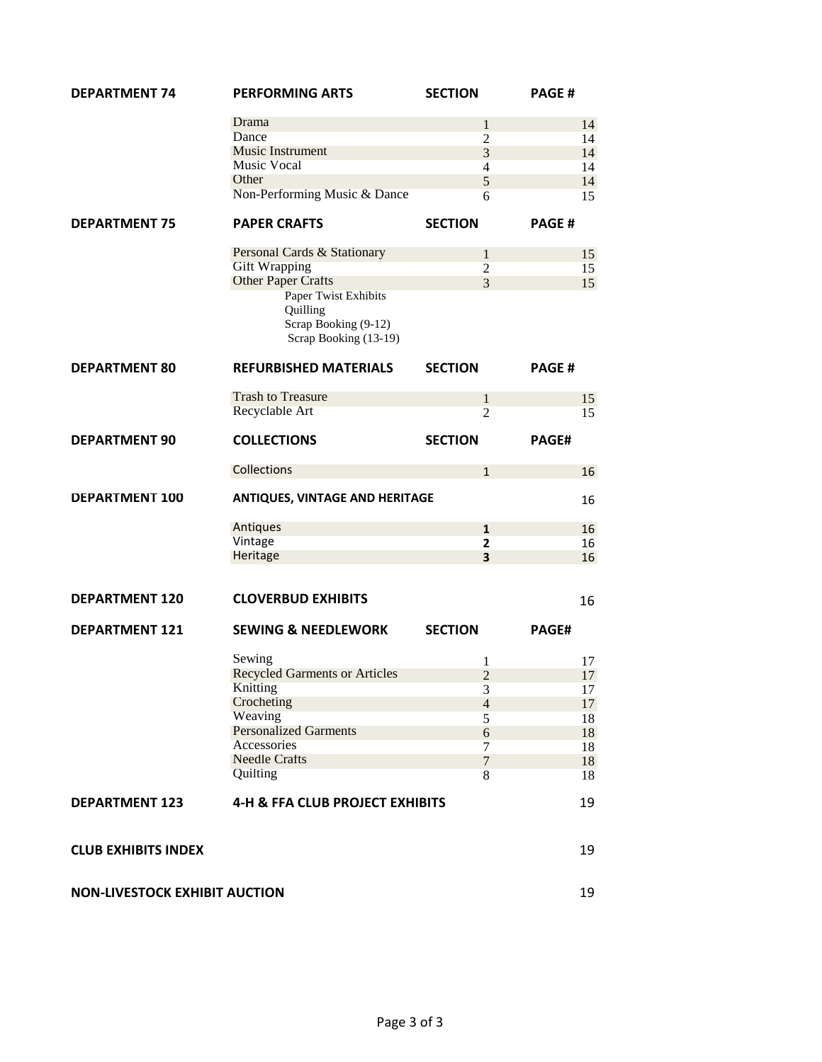| DEPARTMENT 74 | PERFORMING ARTS | SECTION | PAGE # |
|---|---|---|---|
| | Drama | 1 | 14 |
| | Dance | 2 | 14 |
| | Music Instrument | 3 | 14 |
| | Music Vocal | 4 | 14 |
| | Other | 5 | 14 |
| | Non-Performing Music & Dance | 6 | 15 |
| **DEPARTMENT 75** | **PAPER CRAFTS** | **SECTION** | **PAGE #** |
| | Personal Cards & Stationary | 1 | 15 |
| | Gift Wrapping | 2 | 15 |
| | Other Paper Crafts | 3 | 15 |
| | Paper Twist Exhibits | | |
| | Quilling | | |
| | Scrap Booking (9-12) | | |
| | Scrap Booking (13-19) | | |
| **DEPARTMENT 80** | **REFURBISHED MATERIALS** | **SECTION** | **PAGE #** |
| | Trash to Treasure | 1 | 15 |
| | Recyclable Art | 2 | 15 |
| **DEPARTMENT 90** | **COLLECTIONS** | **SECTION** | **PAGE#** |
| | Collections | 1 | 16 |
| **DEPARTMENT 100** | **ANTIQUES, VINTAGE AND HERITAGE** | | 16 |
| | Antiques | **1** | 16 |
| | Vintage | **2** | 16 |
| | Heritage | **3** | 16 |
| **DEPARTMENT 120** | **CLOVERBUD EXHIBITS** | | 16 |
| **DEPARTMENT 121** | **SEWING & NEEDLEWORK** | **SECTION** | **PAGE#** |
| | Sewing | 1 | 17 |
| | Recycled Garments or Articles | 2 | 17 |
| | Knitting | 3 | 17 |
| | Crocheting | 4 | 17 |
| | Weaving | 5 | 18 |
| | Personalized Garments | 6 | 18 |
| | Accessories | 7 | 18 |
| | Needle Crafts | 7 | 18 |
| | Quilting | 8 | 18 |
| **DEPARTMENT 123** | **4-H & FFA CLUB PROJECT EXHIBITS** | | 19 |
| **CLUB EXHIBITS INDEX** | | | 19 |
| **NON-LIVESTOCK EXHIBIT AUCTION** | | | 19 |